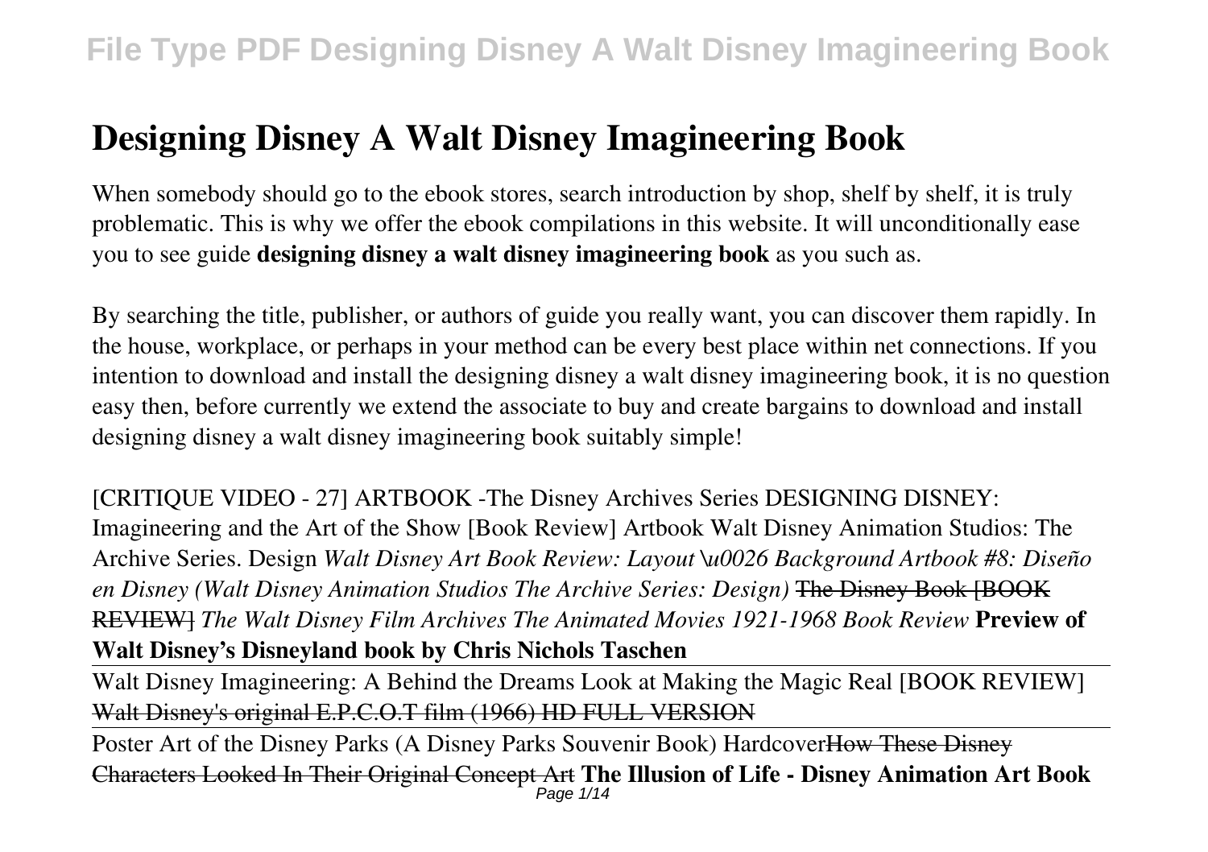# Designing Disney A Walt Disney Imagineering Book

When somebody should go to the ebook stores, search introduction by shop, shelf by shelf, it is truly problematic. This is why we offer the ebook compilations in this website. It will unconditionally ease you to see guide **designing disney a walt disney imagineering book** as you such as.

By searching the title, publisher, or authors of guide you really want, you can discover them rapidly. In the house, workplace, or perhaps in your method can be every best place within net connections. If you intention to download and install the designing disney a walt disney imagineering book, it is no question easy then, before currently we extend the associate to buy and create bargains to download and install designing disney a walt disney imagineering book suitably simple!

[CRITIQUE VIDEO - 27] ARTBOOK -The Disney Archives Series DESIGNING DISNEY: Imagineering and the Art of the Show [Book Review] Artbook Walt Disney Animation Studios: The Archive Series. Design *Walt Disney Art Book Review: Layout \u0026 Background Artbook #8: Diseño en Disney (Walt Disney Animation Studios The Archive Series: Design)* ~~The Disney Book [BOOK REVIEW]~~ *The Walt Disney Film Archives The Animated Movies 1921-1968 Book Review* **Preview of Walt Disney's Disneyland book by Chris Nichols Taschen**

Walt Disney Imagineering: A Behind the Dreams Look at Making the Magic Real [BOOK REVIEW] Walt Disney's original E.P.C.O.T film (1966) HD FULL VERSION

Poster Art of the Disney Parks (A Disney Parks Souvenir Book) Hardcover~~How These Disney Characters Looked In Their Original Concept Art~~ **The Illusion of Life - Disney Animation Art Book**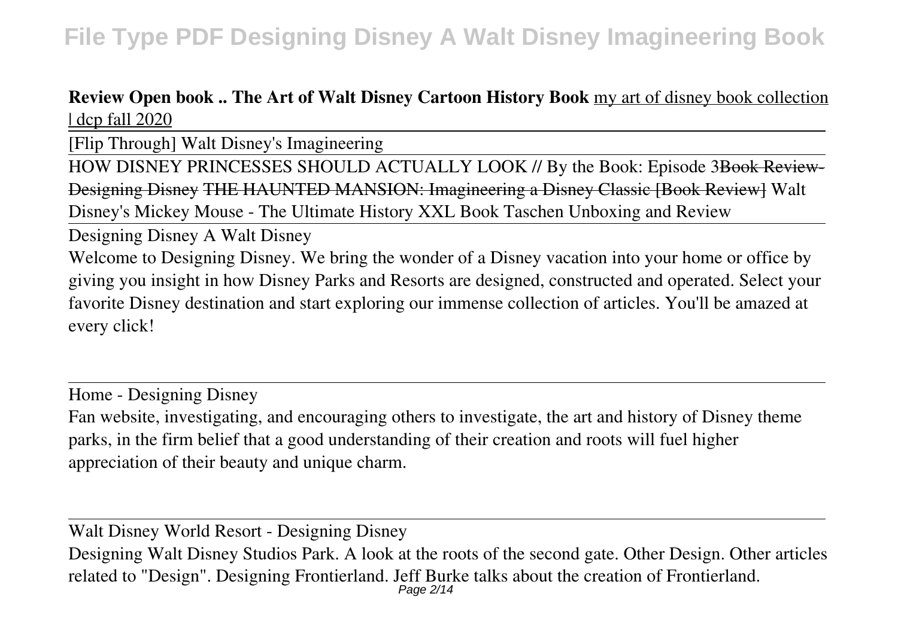**Review Open book .. The Art of Walt Disney Cartoon History Book** my art of disney book collection | dcp fall 2020

[Flip Through] Walt Disney's Imagineering

HOW DISNEY PRINCESSES SHOULD ACTUALLY LOOK // By the Book: Episode 3 ~~Book Review-Designing Disney~~ ~~THE HAUNTED MANSION: Imagineering a Disney Classic [Book Review]~~ Walt Disney's Mickey Mouse - The Ultimate History XXL Book Taschen Unboxing and Review

Designing Disney A Walt Disney

Welcome to Designing Disney. We bring the wonder of a Disney vacation into your home or office by giving you insight in how Disney Parks and Resorts are designed, constructed and operated. Select your favorite Disney destination and start exploring our immense collection of articles. You'll be amazed at every click!

Home - Designing Disney

Fan website, investigating, and encouraging others to investigate, the art and history of Disney theme parks, in the firm belief that a good understanding of their creation and roots will fuel higher appreciation of their beauty and unique charm.

Walt Disney World Resort - Designing Disney

Designing Walt Disney Studios Park. A look at the roots of the second gate. Other Design. Other articles related to "Design". Designing Frontierland. Jeff Burke talks about the creation of Frontierland.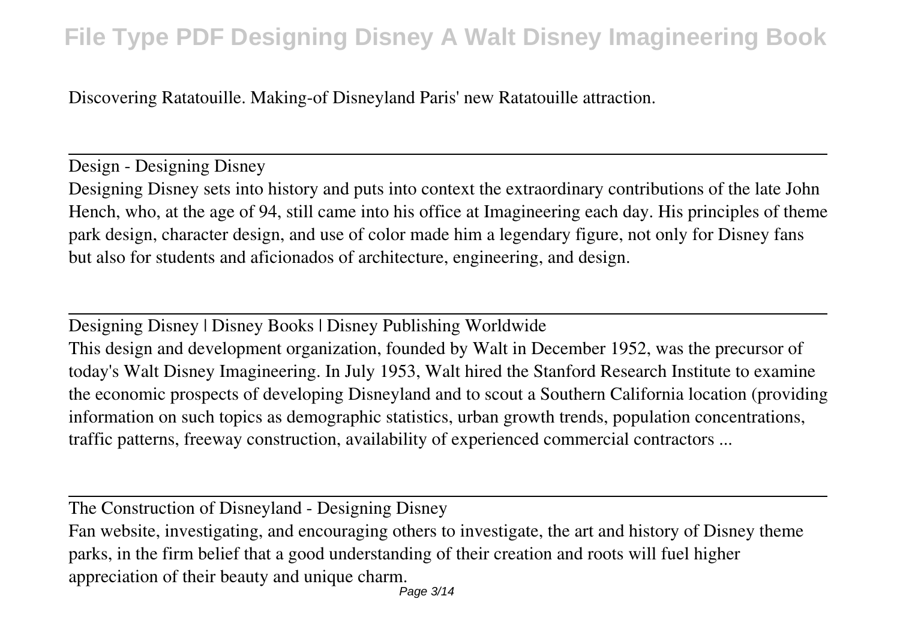Discovering Ratatouille. Making-of Disneyland Paris' new Ratatouille attraction.

## Design - Designing Disney

Designing Disney sets into history and puts into context the extraordinary contributions of the late John Hench, who, at the age of 94, still came into his office at Imagineering each day. His principles of theme park design, character design, and use of color made him a legendary figure, not only for Disney fans but also for students and aficionados of architecture, engineering, and design.

## Designing Disney | Disney Books | Disney Publishing Worldwide

This design and development organization, founded by Walt in December 1952, was the precursor of today's Walt Disney Imagineering. In July 1953, Walt hired the Stanford Research Institute to examine the economic prospects of developing Disneyland and to scout a Southern California location (providing information on such topics as demographic statistics, urban growth trends, population concentrations, traffic patterns, freeway construction, availability of experienced commercial contractors ...

## The Construction of Disneyland - Designing Disney

Fan website, investigating, and encouraging others to investigate, the art and history of Disney theme parks, in the firm belief that a good understanding of their creation and roots will fuel higher appreciation of their beauty and unique charm.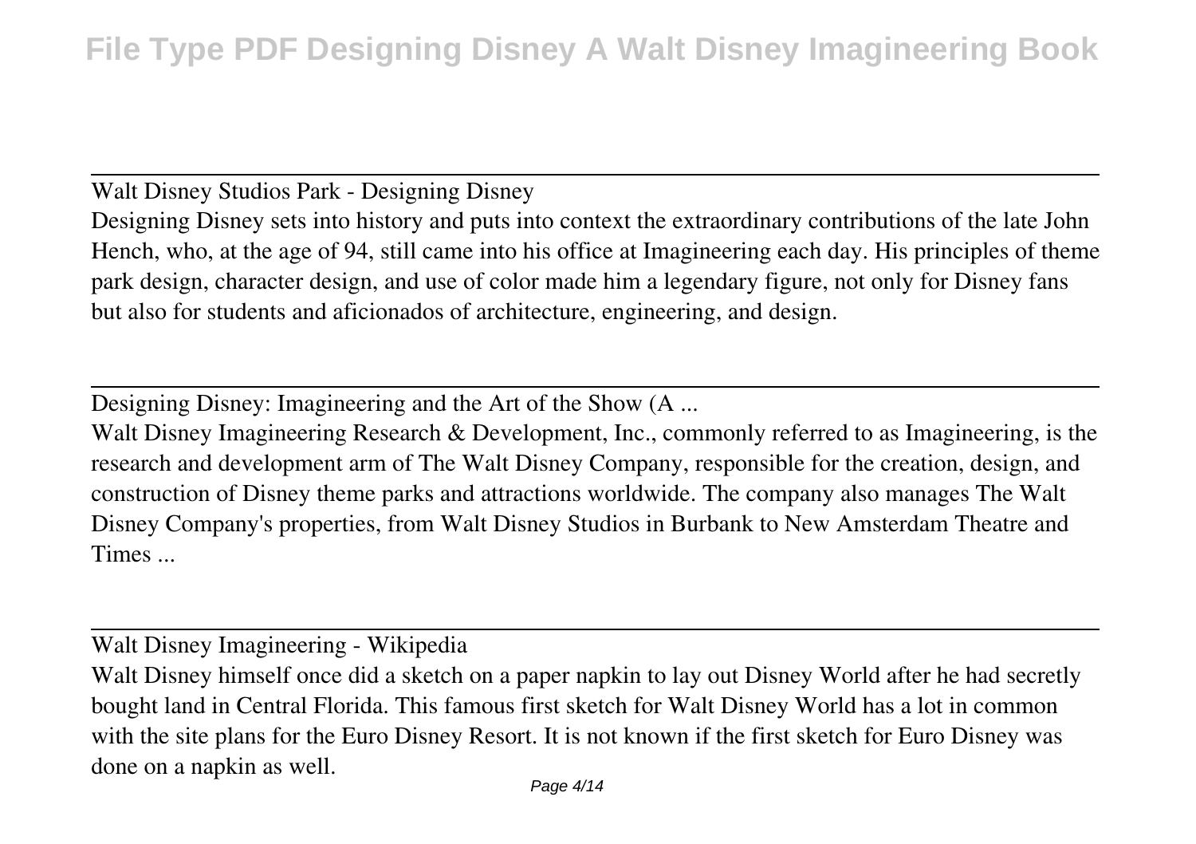Walt Disney Studios Park - Designing Disney

Designing Disney sets into history and puts into context the extraordinary contributions of the late John Hench, who, at the age of 94, still came into his office at Imagineering each day. His principles of theme park design, character design, and use of color made him a legendary figure, not only for Disney fans but also for students and aficionados of architecture, engineering, and design.

---

Designing Disney: Imagineering and the Art of the Show (A ...

Walt Disney Imagineering Research & Development, Inc., commonly referred to as Imagineering, is the research and development arm of The Walt Disney Company, responsible for the creation, design, and construction of Disney theme parks and attractions worldwide. The company also manages The Walt Disney Company's properties, from Walt Disney Studios in Burbank to New Amsterdam Theatre and Times ...

---

Walt Disney Imagineering - Wikipedia

Walt Disney himself once did a sketch on a paper napkin to lay out Disney World after he had secretly bought land in Central Florida. This famous first sketch for Walt Disney World has a lot in common with the site plans for the Euro Disney Resort. It is not known if the first sketch for Euro Disney was done on a napkin as well.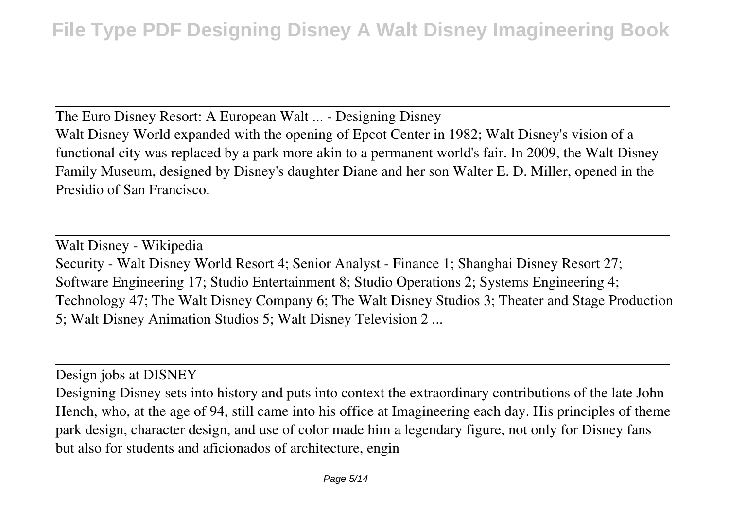The Euro Disney Resort: A European Walt ... - Designing Disney

Walt Disney World expanded with the opening of Epcot Center in 1982; Walt Disney's vision of a functional city was replaced by a park more akin to a permanent world's fair. In 2009, the Walt Disney Family Museum, designed by Disney's daughter Diane and her son Walter E. D. Miller, opened in the Presidio of San Francisco.

Walt Disney - Wikipedia

Security - Walt Disney World Resort 4; Senior Analyst - Finance 1; Shanghai Disney Resort 27; Software Engineering 17; Studio Entertainment 8; Studio Operations 2; Systems Engineering 4; Technology 47; The Walt Disney Company 6; The Walt Disney Studios 3; Theater and Stage Production 5; Walt Disney Animation Studios 5; Walt Disney Television 2 ...

Design jobs at DISNEY

Designing Disney sets into history and puts into context the extraordinary contributions of the late John Hench, who, at the age of 94, still came into his office at Imagineering each day. His principles of theme park design, character design, and use of color made him a legendary figure, not only for Disney fans but also for students and aficionados of architecture, engin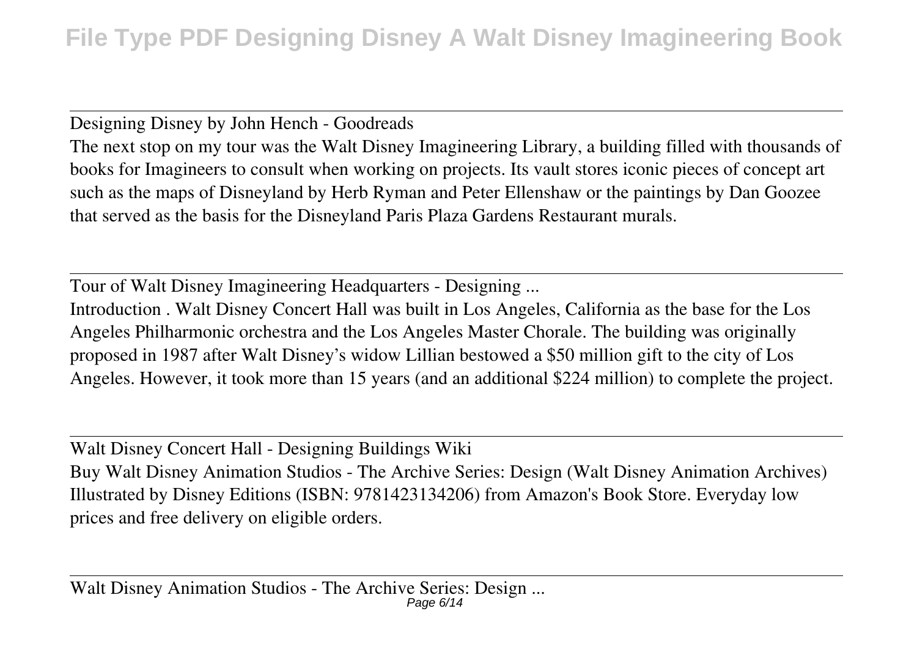Designing Disney by John Hench - Goodreads

The next stop on my tour was the Walt Disney Imagineering Library, a building filled with thousands of books for Imagineers to consult when working on projects. Its vault stores iconic pieces of concept art such as the maps of Disneyland by Herb Ryman and Peter Ellenshaw or the paintings by Dan Goozee that served as the basis for the Disneyland Paris Plaza Gardens Restaurant murals.

Tour of Walt Disney Imagineering Headquarters - Designing ...

Introduction . Walt Disney Concert Hall was built in Los Angeles, California as the base for the Los Angeles Philharmonic orchestra and the Los Angeles Master Chorale. The building was originally proposed in 1987 after Walt Disney's widow Lillian bestowed a $50 million gift to the city of Los Angeles. However, it took more than 15 years (and an additional $224 million) to complete the project.

Walt Disney Concert Hall - Designing Buildings Wiki

Buy Walt Disney Animation Studios - The Archive Series: Design (Walt Disney Animation Archives) Illustrated by Disney Editions (ISBN: 9781423134206) from Amazon's Book Store. Everyday low prices and free delivery on eligible orders.

Walt Disney Animation Studios - The Archive Series: Design ...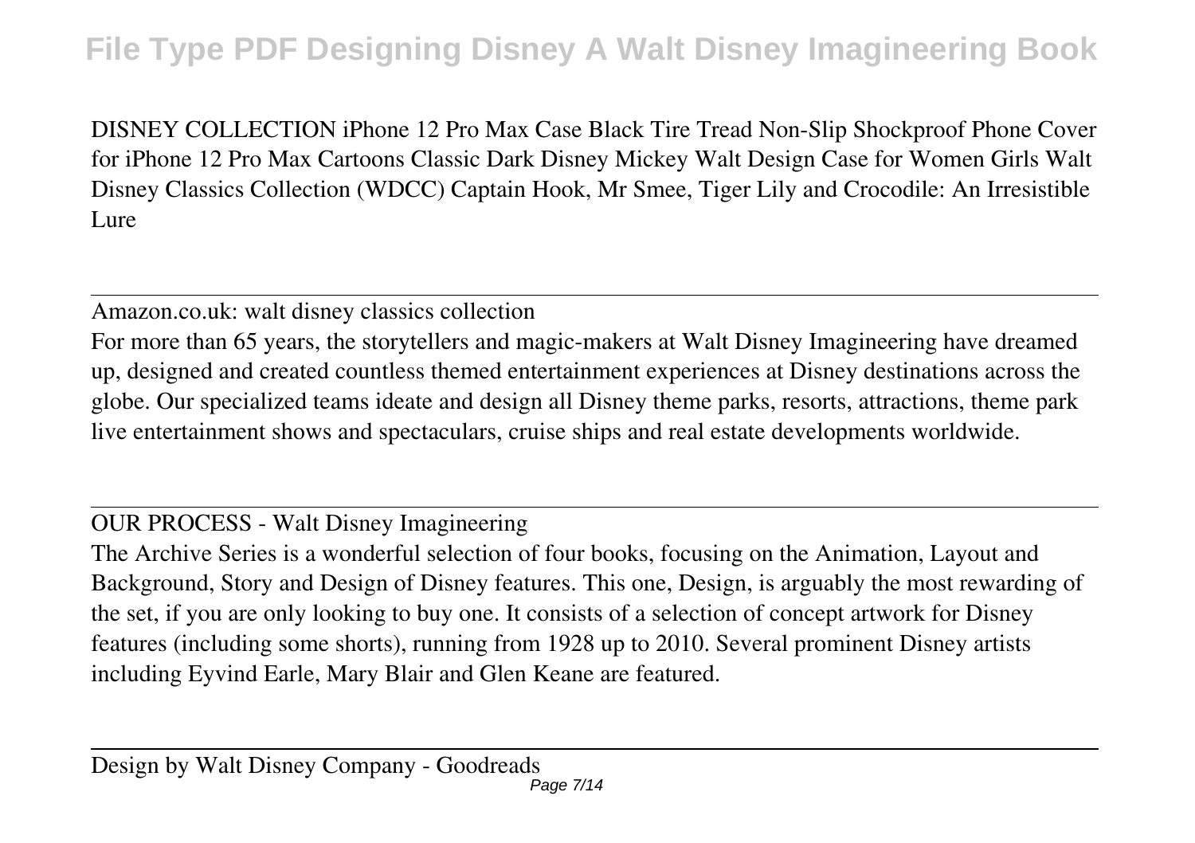DISNEY COLLECTION iPhone 12 Pro Max Case Black Tire Tread Non-Slip Shockproof Phone Cover for iPhone 12 Pro Max Cartoons Classic Dark Disney Mickey Walt Design Case for Women Girls Walt Disney Classics Collection (WDCC) Captain Hook, Mr Smee, Tiger Lily and Crocodile: An Irresistible Lure

---

Amazon.co.uk: walt disney classics collection

For more than 65 years, the storytellers and magic-makers at Walt Disney Imagineering have dreamed up, designed and created countless themed entertainment experiences at Disney destinations across the globe. Our specialized teams ideate and design all Disney theme parks, resorts, attractions, theme park live entertainment shows and spectaculars, cruise ships and real estate developments worldwide.

---

OUR PROCESS - Walt Disney Imagineering

The Archive Series is a wonderful selection of four books, focusing on the Animation, Layout and Background, Story and Design of Disney features. This one, Design, is arguably the most rewarding of the set, if you are only looking to buy one. It consists of a selection of concept artwork for Disney features (including some shorts), running from 1928 up to 2010. Several prominent Disney artists including Eyvind Earle, Mary Blair and Glen Keane are featured.

---

Design by Walt Disney Company - Goodreads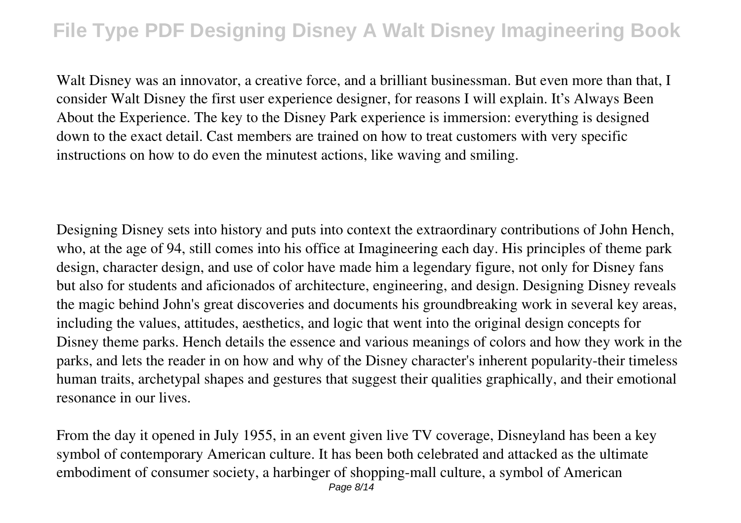Walt Disney was an innovator, a creative force, and a brilliant businessman. But even more than that, I consider Walt Disney the first user experience designer, for reasons I will explain. It's Always Been About the Experience. The key to the Disney Park experience is immersion: everything is designed down to the exact detail. Cast members are trained on how to treat customers with very specific instructions on how to do even the minutest actions, like waving and smiling.

Designing Disney sets into history and puts into context the extraordinary contributions of John Hench, who, at the age of 94, still comes into his office at Imagineering each day. His principles of theme park design, character design, and use of color have made him a legendary figure, not only for Disney fans but also for students and aficionados of architecture, engineering, and design. Designing Disney reveals the magic behind John's great discoveries and documents his groundbreaking work in several key areas, including the values, attitudes, aesthetics, and logic that went into the original design concepts for Disney theme parks. Hench details the essence and various meanings of colors and how they work in the parks, and lets the reader in on how and why of the Disney character's inherent popularity-their timeless human traits, archetypal shapes and gestures that suggest their qualities graphically, and their emotional resonance in our lives.

From the day it opened in July 1955, in an event given live TV coverage, Disneyland has been a key symbol of contemporary American culture. It has been both celebrated and attacked as the ultimate embodiment of consumer society, a harbinger of shopping-mall culture, a symbol of American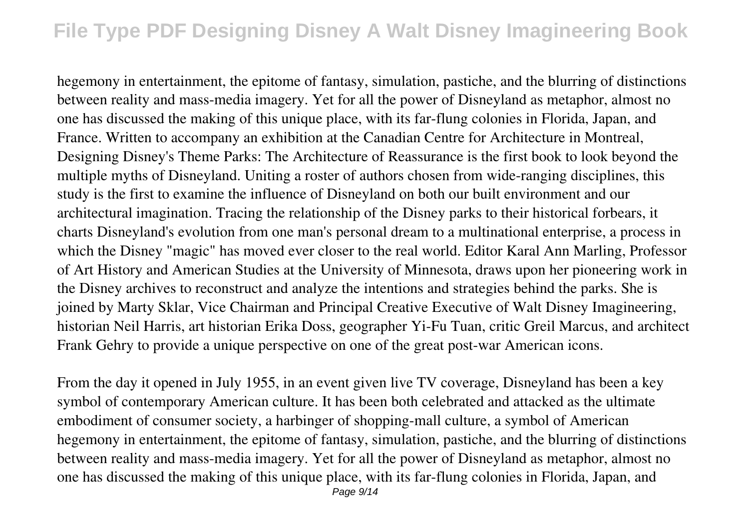hegemony in entertainment, the epitome of fantasy, simulation, pastiche, and the blurring of distinctions between reality and mass-media imagery. Yet for all the power of Disneyland as metaphor, almost no one has discussed the making of this unique place, with its far-flung colonies in Florida, Japan, and France. Written to accompany an exhibition at the Canadian Centre for Architecture in Montreal, Designing Disney's Theme Parks: The Architecture of Reassurance is the first book to look beyond the multiple myths of Disneyland. Uniting a roster of authors chosen from wide-ranging disciplines, this study is the first to examine the influence of Disneyland on both our built environment and our architectural imagination. Tracing the relationship of the Disney parks to their historical forbears, it charts Disneyland's evolution from one man's personal dream to a multinational enterprise, a process in which the Disney "magic" has moved ever closer to the real world. Editor Karal Ann Marling, Professor of Art History and American Studies at the University of Minnesota, draws upon her pioneering work in the Disney archives to reconstruct and analyze the intentions and strategies behind the parks. She is joined by Marty Sklar, Vice Chairman and Principal Creative Executive of Walt Disney Imagineering, historian Neil Harris, art historian Erika Doss, geographer Yi-Fu Tuan, critic Greil Marcus, and architect Frank Gehry to provide a unique perspective on one of the great post-war American icons.

From the day it opened in July 1955, in an event given live TV coverage, Disneyland has been a key symbol of contemporary American culture. It has been both celebrated and attacked as the ultimate embodiment of consumer society, a harbinger of shopping-mall culture, a symbol of American hegemony in entertainment, the epitome of fantasy, simulation, pastiche, and the blurring of distinctions between reality and mass-media imagery. Yet for all the power of Disneyland as metaphor, almost no one has discussed the making of this unique place, with its far-flung colonies in Florida, Japan, and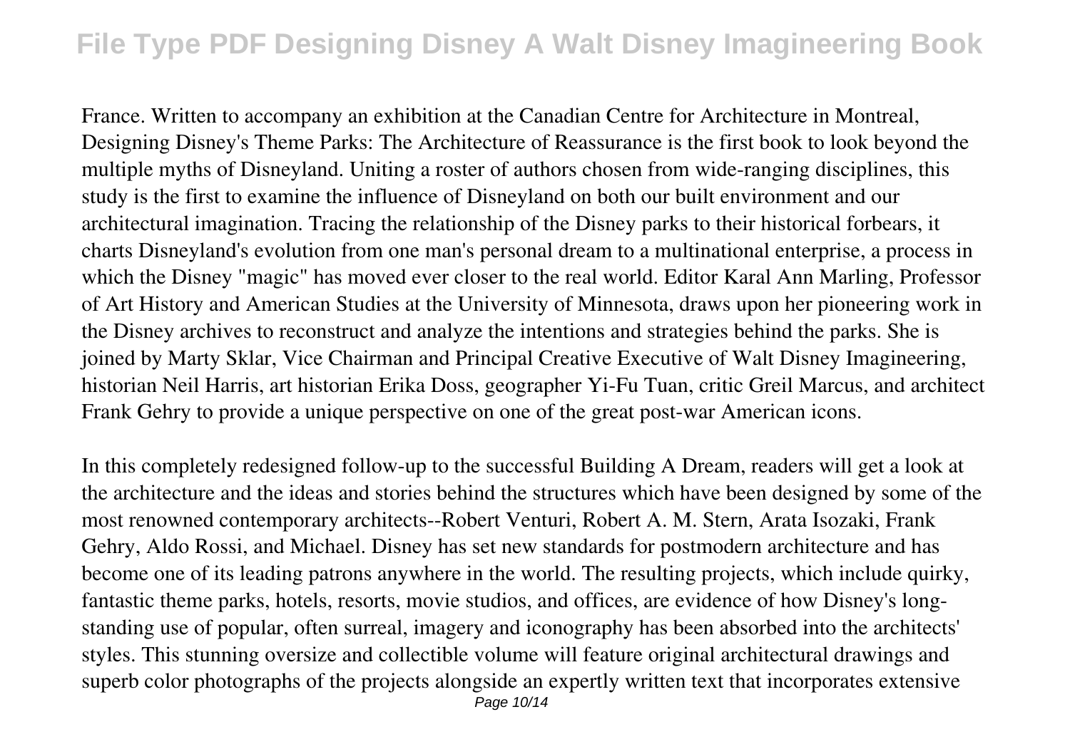France. Written to accompany an exhibition at the Canadian Centre for Architecture in Montreal, Designing Disney's Theme Parks: The Architecture of Reassurance is the first book to look beyond the multiple myths of Disneyland. Uniting a roster of authors chosen from wide-ranging disciplines, this study is the first to examine the influence of Disneyland on both our built environment and our architectural imagination. Tracing the relationship of the Disney parks to their historical forbears, it charts Disneyland's evolution from one man's personal dream to a multinational enterprise, a process in which the Disney "magic" has moved ever closer to the real world. Editor Karal Ann Marling, Professor of Art History and American Studies at the University of Minnesota, draws upon her pioneering work in the Disney archives to reconstruct and analyze the intentions and strategies behind the parks. She is joined by Marty Sklar, Vice Chairman and Principal Creative Executive of Walt Disney Imagineering, historian Neil Harris, art historian Erika Doss, geographer Yi-Fu Tuan, critic Greil Marcus, and architect Frank Gehry to provide a unique perspective on one of the great post-war American icons.

In this completely redesigned follow-up to the successful Building A Dream, readers will get a look at the architecture and the ideas and stories behind the structures which have been designed by some of the most renowned contemporary architects--Robert Venturi, Robert A. M. Stern, Arata Isozaki, Frank Gehry, Aldo Rossi, and Michael. Disney has set new standards for postmodern architecture and has become one of its leading patrons anywhere in the world. The resulting projects, which include quirky, fantastic theme parks, hotels, resorts, movie studios, and offices, are evidence of how Disney's long-standing use of popular, often surreal, imagery and iconography has been absorbed into the architects' styles. This stunning oversize and collectible volume will feature original architectural drawings and superb color photographs of the projects alongside an expertly written text that incorporates extensive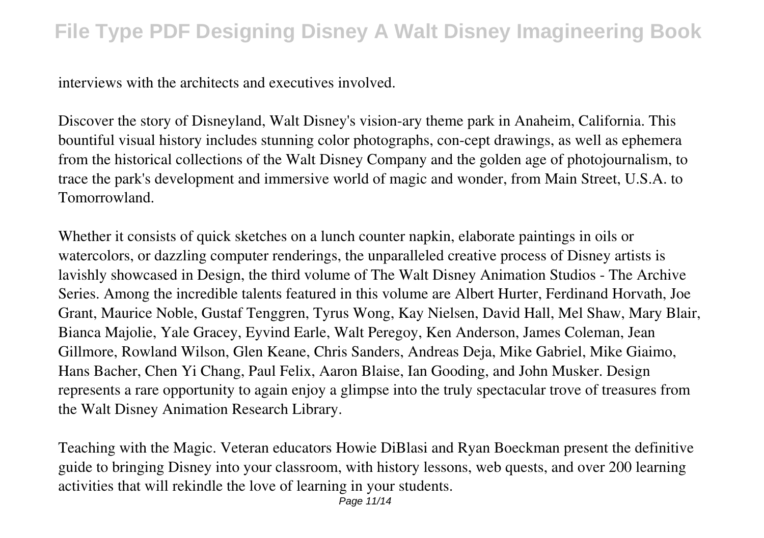interviews with the architects and executives involved.

Discover the story of Disneyland, Walt Disney's vision-ary theme park in Anaheim, California. This bountiful visual history includes stunning color photographs, con-cept drawings, as well as ephemera from the historical collections of the Walt Disney Company and the golden age of photojournalism, to trace the park's development and immersive world of magic and wonder, from Main Street, U.S.A. to Tomorrowland.

Whether it consists of quick sketches on a lunch counter napkin, elaborate paintings in oils or watercolors, or dazzling computer renderings, the unparalleled creative process of Disney artists is lavishly showcased in Design, the third volume of The Walt Disney Animation Studios - The Archive Series. Among the incredible talents featured in this volume are Albert Hurter, Ferdinand Horvath, Joe Grant, Maurice Noble, Gustaf Tenggren, Tyrus Wong, Kay Nielsen, David Hall, Mel Shaw, Mary Blair, Bianca Majolie, Yale Gracey, Eyvind Earle, Walt Peregoy, Ken Anderson, James Coleman, Jean Gillmore, Rowland Wilson, Glen Keane, Chris Sanders, Andreas Deja, Mike Gabriel, Mike Giaimo, Hans Bacher, Chen Yi Chang, Paul Felix, Aaron Blaise, Ian Gooding, and John Musker. Design represents a rare opportunity to again enjoy a glimpse into the truly spectacular trove of treasures from the Walt Disney Animation Research Library.

Teaching with the Magic. Veteran educators Howie DiBlasi and Ryan Boeckman present the definitive guide to bringing Disney into your classroom, with history lessons, web quests, and over 200 learning activities that will rekindle the love of learning in your students.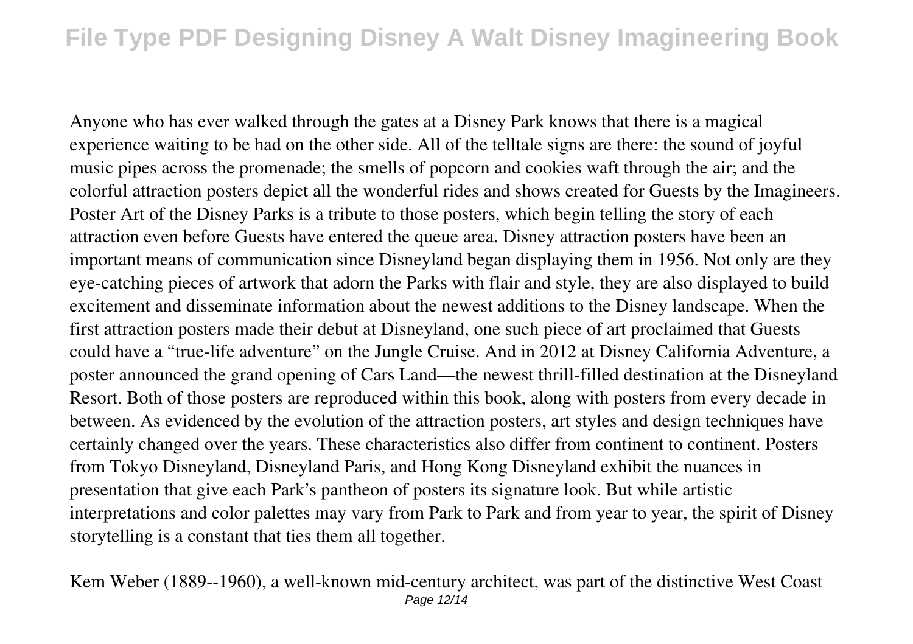Anyone who has ever walked through the gates at a Disney Park knows that there is a magical experience waiting to be had on the other side. All of the telltale signs are there: the sound of joyful music pipes across the promenade; the smells of popcorn and cookies waft through the air; and the colorful attraction posters depict all the wonderful rides and shows created for Guests by the Imagineers. Poster Art of the Disney Parks is a tribute to those posters, which begin telling the story of each attraction even before Guests have entered the queue area. Disney attraction posters have been an important means of communication since Disneyland began displaying them in 1956. Not only are they eye-catching pieces of artwork that adorn the Parks with flair and style, they are also displayed to build excitement and disseminate information about the newest additions to the Disney landscape. When the first attraction posters made their debut at Disneyland, one such piece of art proclaimed that Guests could have a "true-life adventure" on the Jungle Cruise. And in 2012 at Disney California Adventure, a poster announced the grand opening of Cars Land—the newest thrill-filled destination at the Disneyland Resort. Both of those posters are reproduced within this book, along with posters from every decade in between. As evidenced by the evolution of the attraction posters, art styles and design techniques have certainly changed over the years. These characteristics also differ from continent to continent. Posters from Tokyo Disneyland, Disneyland Paris, and Hong Kong Disneyland exhibit the nuances in presentation that give each Park's pantheon of posters its signature look. But while artistic interpretations and color palettes may vary from Park to Park and from year to year, the spirit of Disney storytelling is a constant that ties them all together.

Kem Weber (1889--1960), a well-known mid-century architect, was part of the distinctive West Coast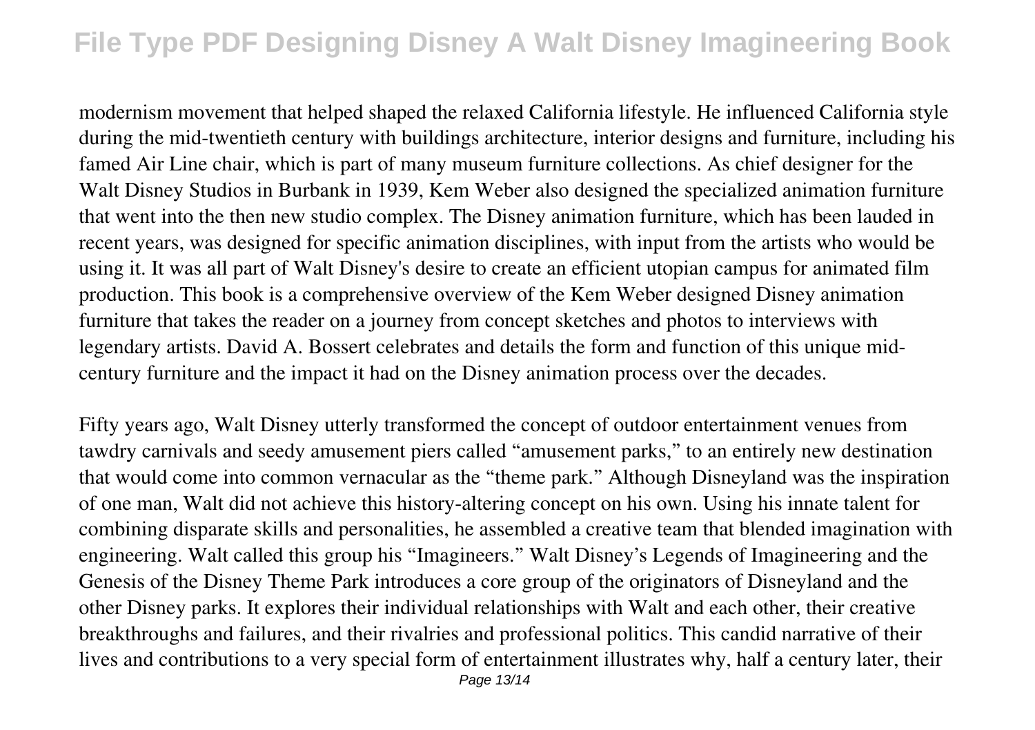modernism movement that helped shaped the relaxed California lifestyle. He influenced California style during the mid-twentieth century with buildings architecture, interior designs and furniture, including his famed Air Line chair, which is part of many museum furniture collections. As chief designer for the Walt Disney Studios in Burbank in 1939, Kem Weber also designed the specialized animation furniture that went into the then new studio complex. The Disney animation furniture, which has been lauded in recent years, was designed for specific animation disciplines, with input from the artists who would be using it. It was all part of Walt Disney's desire to create an efficient utopian campus for animated film production. This book is a comprehensive overview of the Kem Weber designed Disney animation furniture that takes the reader on a journey from concept sketches and photos to interviews with legendary artists. David A. Bossert celebrates and details the form and function of this unique mid-century furniture and the impact it had on the Disney animation process over the decades.

Fifty years ago, Walt Disney utterly transformed the concept of outdoor entertainment venues from tawdry carnivals and seedy amusement piers called "amusement parks," to an entirely new destination that would come into common vernacular as the "theme park." Although Disneyland was the inspiration of one man, Walt did not achieve this history-altering concept on his own. Using his innate talent for combining disparate skills and personalities, he assembled a creative team that blended imagination with engineering. Walt called this group his "Imagineers." Walt Disney's Legends of Imagineering and the Genesis of the Disney Theme Park introduces a core group of the originators of Disneyland and the other Disney parks. It explores their individual relationships with Walt and each other, their creative breakthroughs and failures, and their rivalries and professional politics. This candid narrative of their lives and contributions to a very special form of entertainment illustrates why, half a century later, their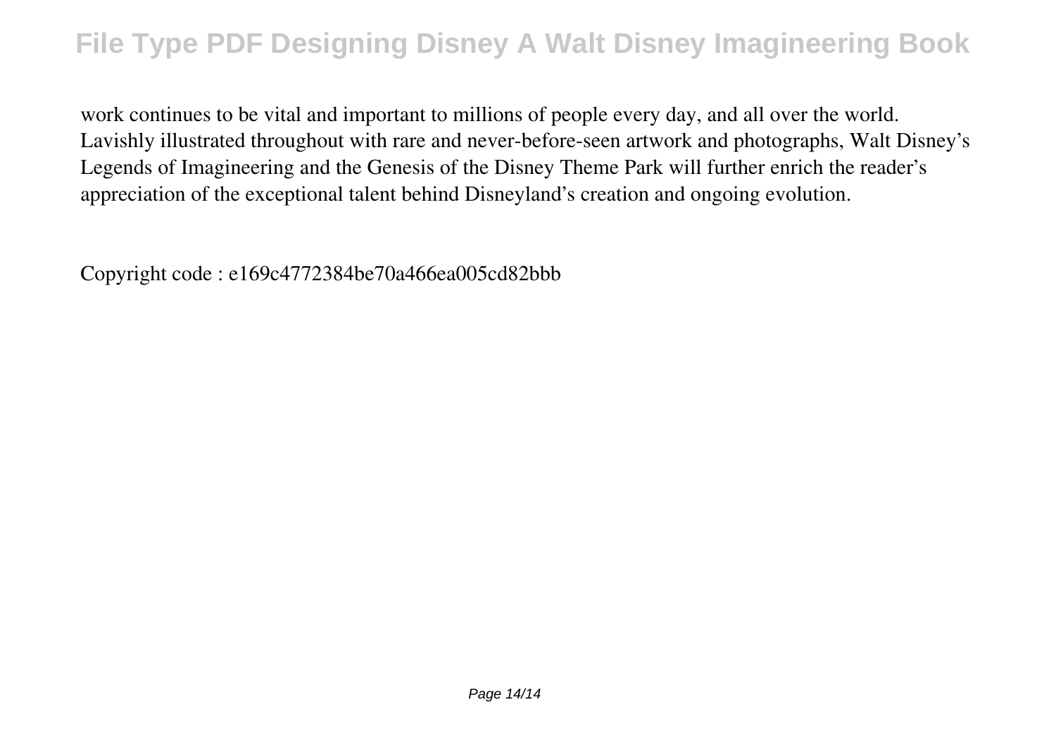work continues to be vital and important to millions of people every day, and all over the world. Lavishly illustrated throughout with rare and never-before-seen artwork and photographs, Walt Disney's Legends of Imagineering and the Genesis of the Disney Theme Park will further enrich the reader's appreciation of the exceptional talent behind Disneyland's creation and ongoing evolution.

Copyright code : e169c4772384be70a466ea005cd82bbb